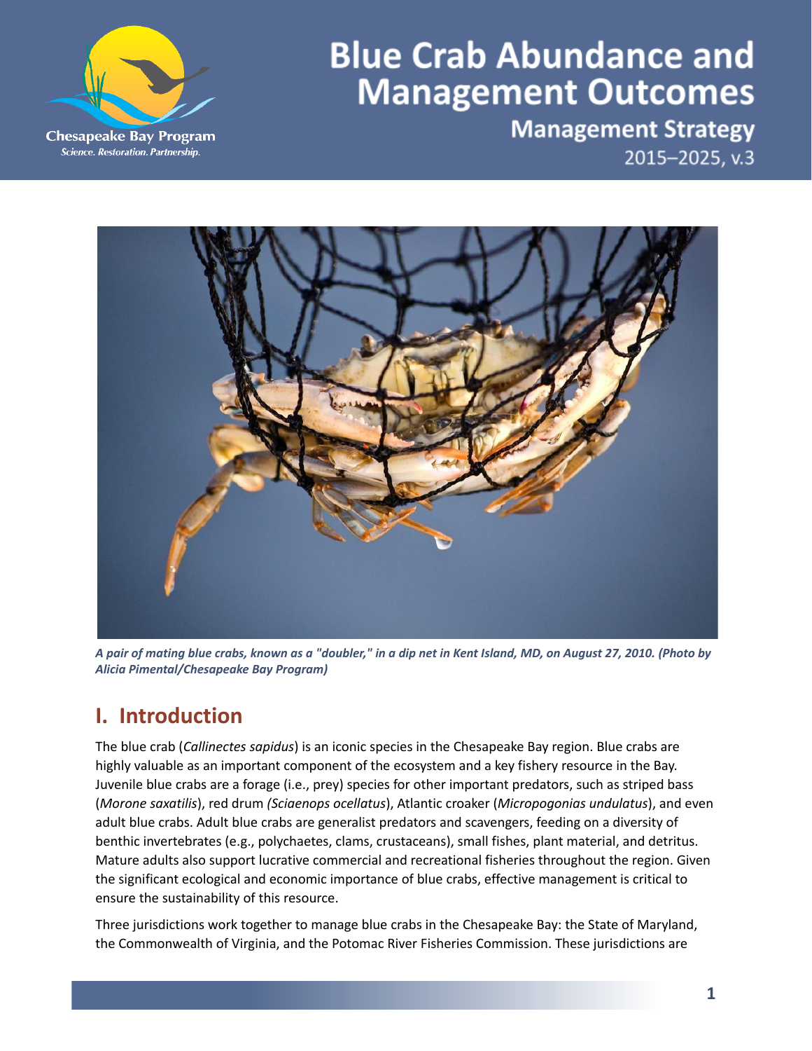# Blue Crab Abundance and Management Outcomes

## Management Strategy

2015–2025, v.3

*A pair of mating blue crabs, known as a "doubler," in a dip net in Kent Island, MD, on August 27, 2010. (Photo by Alicia Pimental/Chesapeake Bay Program)*

## I. Introduction

The blue crab (*Callinectes sapidus*) is an iconic species in the Chesapeake Bay region. Blue crabs are highly valuable as an important component of the ecosystem and a key fishery resource in the Bay. Juvenile blue crabs are a forage (i.e., prey) species for other important predators, such as striped bass (*Morone saxatilis*), red drum *(Sciaenops ocellatus)*, Atlantic croaker (*Micropogonias undulatus*), and even adult blue crabs. Adult blue crabs are generalist predators and scavengers, feeding on a diversity of benthic invertebrates (e.g., polychaetes, clams, crustaceans), small fishes, plant material, and detritus. Mature adults also support lucrative commercial and recreational fisheries throughout the region. Given the significant ecological and economic importance of blue crabs, effective management is critical to ensure the sustainability of this resource.

Three jurisdictions work together to manage blue crabs in the Chesapeake Bay: the State of Maryland, the Commonwealth of Virginia, and the Potomac River Fisheries Commission. These jurisdictions are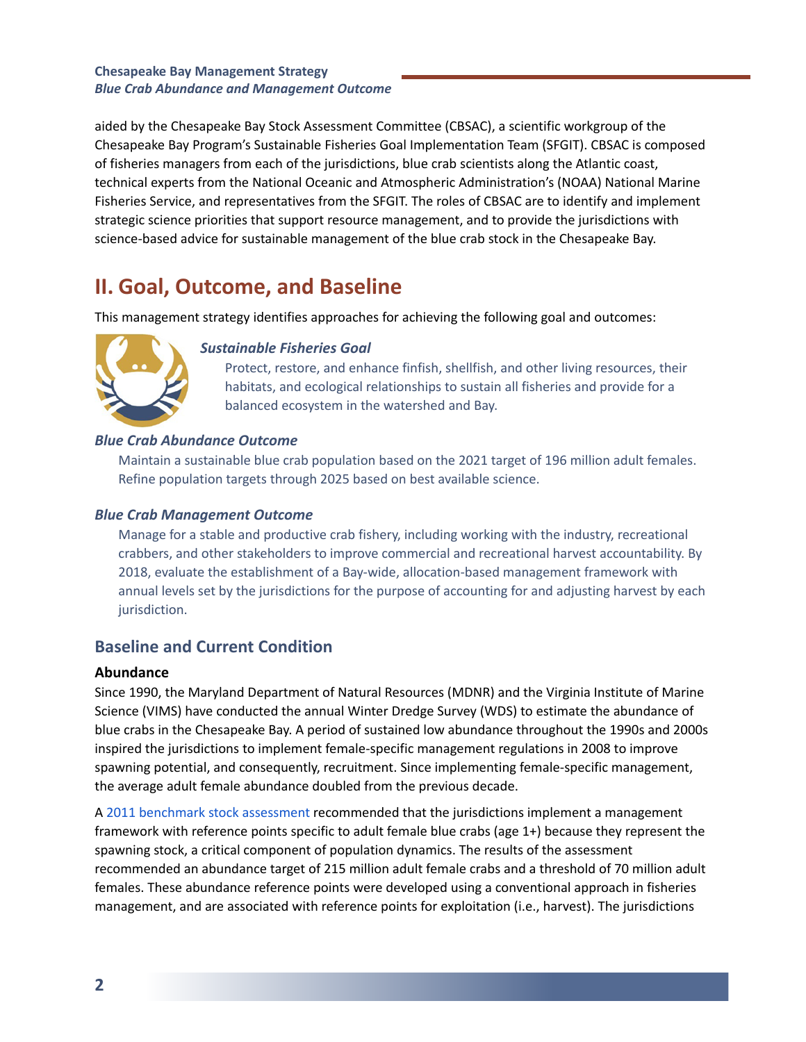aided by the Chesapeake Bay Stock Assessment Committee (CBSAC), a scientific workgroup of the Chesapeake Bay Program's Sustainable Fisheries Goal Implementation Team (SFGIT). CBSAC is composed of fisheries managers from each of the jurisdictions, blue crab scientists along the Atlantic coast, technical experts from the National Oceanic and Atmospheric Administration's (NOAA) National Marine Fisheries Service, and representatives from the SFGIT. The roles of CBSAC are to identify and implement strategic science priorities that support resource management, and to provide the jurisdictions with science-based advice for sustainable management of the blue crab stock in the Chesapeake Bay.

## II. Goal, Outcome, and Baseline

This management strategy identifies approaches for achieving the following goal and outcomes:

***Sustainable Fisheries Goal***

Protect, restore, and enhance finfish, shellfish, and other living resources, their habitats, and ecological relationships to sustain all fisheries and provide for a balanced ecosystem in the watershed and Bay.

***Blue Crab Abundance Outcome***

Maintain a sustainable blue crab population based on the 2021 target of 196 million adult females. Refine population targets through 2025 based on best available science.

***Blue Crab Management Outcome***

Manage for a stable and productive crab fishery, including working with the industry, recreational crabbers, and other stakeholders to improve commercial and recreational harvest accountability. By 2018, evaluate the establishment of a Bay-wide, allocation-based management framework with annual levels set by the jurisdictions for the purpose of accounting for and adjusting harvest by each jurisdiction.

### Baseline and Current Condition

**Abundance**

Since 1990, the Maryland Department of Natural Resources (MDNR) and the Virginia Institute of Marine Science (VIMS) have conducted the annual Winter Dredge Survey (WDS) to estimate the abundance of blue crabs in the Chesapeake Bay. A period of sustained low abundance throughout the 1990s and 2000s inspired the jurisdictions to implement female-specific management regulations in 2008 to improve spawning potential, and consequently, recruitment. Since implementing female-specific management, the average adult female abundance doubled from the previous decade.

A 2011 benchmark stock assessment recommended that the jurisdictions implement a management framework with reference points specific to adult female blue crabs (age 1+) because they represent the spawning stock, a critical component of population dynamics. The results of the assessment recommended an abundance target of 215 million adult female crabs and a threshold of 70 million adult females. These abundance reference points were developed using a conventional approach in fisheries management, and are associated with reference points for exploitation (i.e., harvest). The jurisdictions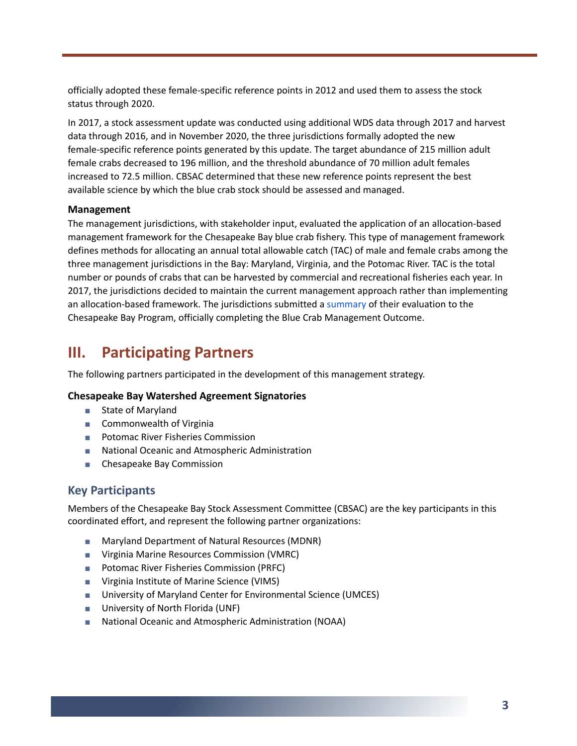officially adopted these female-specific reference points in 2012 and used them to assess the stock status through 2020.

In 2017, a stock assessment update was conducted using additional WDS data through 2017 and harvest data through 2016, and in November 2020, the three jurisdictions formally adopted the new female-specific reference points generated by this update. The target abundance of 215 million adult female crabs decreased to 196 million, and the threshold abundance of 70 million adult females increased to 72.5 million. CBSAC determined that these new reference points represent the best available science by which the blue crab stock should be assessed and managed.

**Management**

The management jurisdictions, with stakeholder input, evaluated the application of an allocation-based management framework for the Chesapeake Bay blue crab fishery. This type of management framework defines methods for allocating an annual total allowable catch (TAC) of male and female crabs among the three management jurisdictions in the Bay: Maryland, Virginia, and the Potomac River. TAC is the total number or pounds of crabs that can be harvested by commercial and recreational fisheries each year. In 2017, the jurisdictions decided to maintain the current management approach rather than implementing an allocation-based framework. The jurisdictions submitted a summary of their evaluation to the Chesapeake Bay Program, officially completing the Blue Crab Management Outcome.

## III. Participating Partners

The following partners participated in the development of this management strategy.

**Chesapeake Bay Watershed Agreement Signatories**

- State of Maryland
- Commonwealth of Virginia
- Potomac River Fisheries Commission
- National Oceanic and Atmospheric Administration
- Chesapeake Bay Commission

### Key Participants

Members of the Chesapeake Bay Stock Assessment Committee (CBSAC) are the key participants in this coordinated effort, and represent the following partner organizations:

- Maryland Department of Natural Resources (MDNR)
- Virginia Marine Resources Commission (VMRC)
- Potomac River Fisheries Commission (PRFC)
- Virginia Institute of Marine Science (VIMS)
- University of Maryland Center for Environmental Science (UMCES)
- University of North Florida (UNF)
- National Oceanic and Atmospheric Administration (NOAA)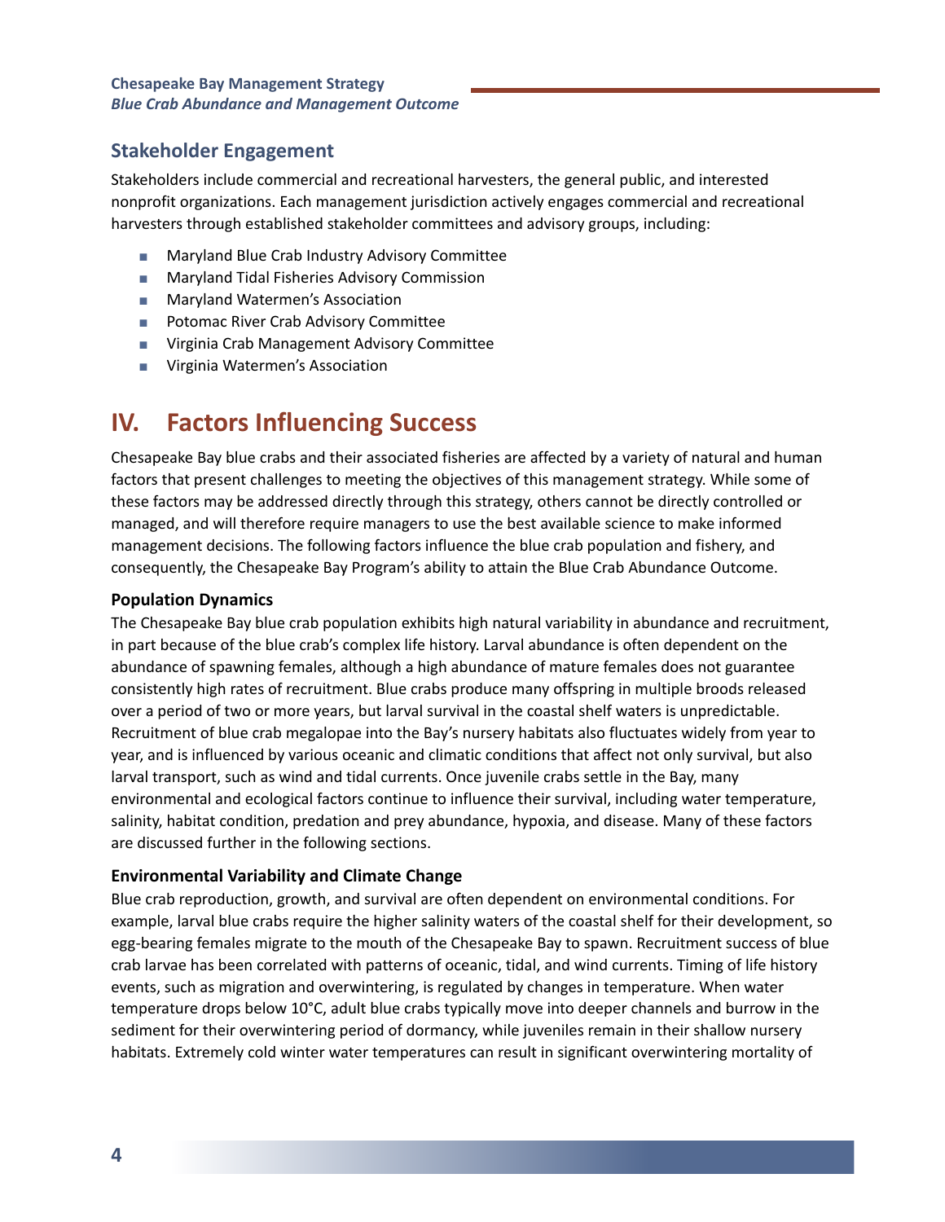## Stakeholder Engagement

Stakeholders include commercial and recreational harvesters, the general public, and interested nonprofit organizations. Each management jurisdiction actively engages commercial and recreational harvesters through established stakeholder committees and advisory groups, including:

- Maryland Blue Crab Industry Advisory Committee
- Maryland Tidal Fisheries Advisory Commission
- Maryland Watermen's Association
- Potomac River Crab Advisory Committee
- Virginia Crab Management Advisory Committee
- Virginia Watermen's Association

# IV. Factors Influencing Success

Chesapeake Bay blue crabs and their associated fisheries are affected by a variety of natural and human factors that present challenges to meeting the objectives of this management strategy. While some of these factors may be addressed directly through this strategy, others cannot be directly controlled or managed, and will therefore require managers to use the best available science to make informed management decisions. The following factors influence the blue crab population and fishery, and consequently, the Chesapeake Bay Program's ability to attain the Blue Crab Abundance Outcome.

**Population Dynamics**

The Chesapeake Bay blue crab population exhibits high natural variability in abundance and recruitment, in part because of the blue crab's complex life history. Larval abundance is often dependent on the abundance of spawning females, although a high abundance of mature females does not guarantee consistently high rates of recruitment. Blue crabs produce many offspring in multiple broods released over a period of two or more years, but larval survival in the coastal shelf waters is unpredictable. Recruitment of blue crab megalopae into the Bay's nursery habitats also fluctuates widely from year to year, and is influenced by various oceanic and climatic conditions that affect not only survival, but also larval transport, such as wind and tidal currents. Once juvenile crabs settle in the Bay, many environmental and ecological factors continue to influence their survival, including water temperature, salinity, habitat condition, predation and prey abundance, hypoxia, and disease. Many of these factors are discussed further in the following sections.

**Environmental Variability and Climate Change**

Blue crab reproduction, growth, and survival are often dependent on environmental conditions. For example, larval blue crabs require the higher salinity waters of the coastal shelf for their development, so egg-bearing females migrate to the mouth of the Chesapeake Bay to spawn. Recruitment success of blue crab larvae has been correlated with patterns of oceanic, tidal, and wind currents. Timing of life history events, such as migration and overwintering, is regulated by changes in temperature. When water temperature drops below 10°C, adult blue crabs typically move into deeper channels and burrow in the sediment for their overwintering period of dormancy, while juveniles remain in their shallow nursery habitats. Extremely cold winter water temperatures can result in significant overwintering mortality of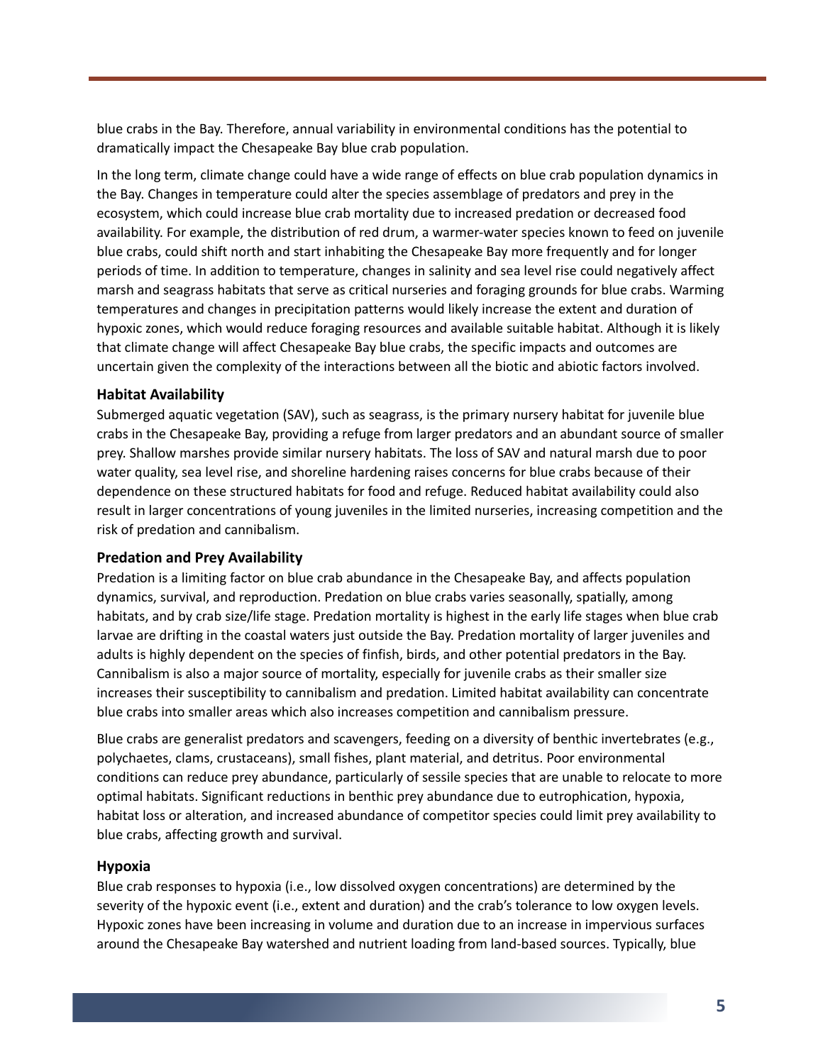blue crabs in the Bay. Therefore, annual variability in environmental conditions has the potential to dramatically impact the Chesapeake Bay blue crab population.

In the long term, climate change could have a wide range of effects on blue crab population dynamics in the Bay. Changes in temperature could alter the species assemblage of predators and prey in the ecosystem, which could increase blue crab mortality due to increased predation or decreased food availability. For example, the distribution of red drum, a warmer-water species known to feed on juvenile blue crabs, could shift north and start inhabiting the Chesapeake Bay more frequently and for longer periods of time. In addition to temperature, changes in salinity and sea level rise could negatively affect marsh and seagrass habitats that serve as critical nurseries and foraging grounds for blue crabs. Warming temperatures and changes in precipitation patterns would likely increase the extent and duration of hypoxic zones, which would reduce foraging resources and available suitable habitat. Although it is likely that climate change will affect Chesapeake Bay blue crabs, the specific impacts and outcomes are uncertain given the complexity of the interactions between all the biotic and abiotic factors involved.

### Habitat Availability

Submerged aquatic vegetation (SAV), such as seagrass, is the primary nursery habitat for juvenile blue crabs in the Chesapeake Bay, providing a refuge from larger predators and an abundant source of smaller prey. Shallow marshes provide similar nursery habitats. The loss of SAV and natural marsh due to poor water quality, sea level rise, and shoreline hardening raises concerns for blue crabs because of their dependence on these structured habitats for food and refuge. Reduced habitat availability could also result in larger concentrations of young juveniles in the limited nurseries, increasing competition and the risk of predation and cannibalism.

### Predation and Prey Availability

Predation is a limiting factor on blue crab abundance in the Chesapeake Bay, and affects population dynamics, survival, and reproduction. Predation on blue crabs varies seasonally, spatially, among habitats, and by crab size/life stage. Predation mortality is highest in the early life stages when blue crab larvae are drifting in the coastal waters just outside the Bay. Predation mortality of larger juveniles and adults is highly dependent on the species of finfish, birds, and other potential predators in the Bay. Cannibalism is also a major source of mortality, especially for juvenile crabs as their smaller size increases their susceptibility to cannibalism and predation. Limited habitat availability can concentrate blue crabs into smaller areas which also increases competition and cannibalism pressure.

Blue crabs are generalist predators and scavengers, feeding on a diversity of benthic invertebrates (e.g., polychaetes, clams, crustaceans), small fishes, plant material, and detritus. Poor environmental conditions can reduce prey abundance, particularly of sessile species that are unable to relocate to more optimal habitats. Significant reductions in benthic prey abundance due to eutrophication, hypoxia, habitat loss or alteration, and increased abundance of competitor species could limit prey availability to blue crabs, affecting growth and survival.

### Hypoxia

Blue crab responses to hypoxia (i.e., low dissolved oxygen concentrations) are determined by the severity of the hypoxic event (i.e., extent and duration) and the crab's tolerance to low oxygen levels. Hypoxic zones have been increasing in volume and duration due to an increase in impervious surfaces around the Chesapeake Bay watershed and nutrient loading from land-based sources. Typically, blue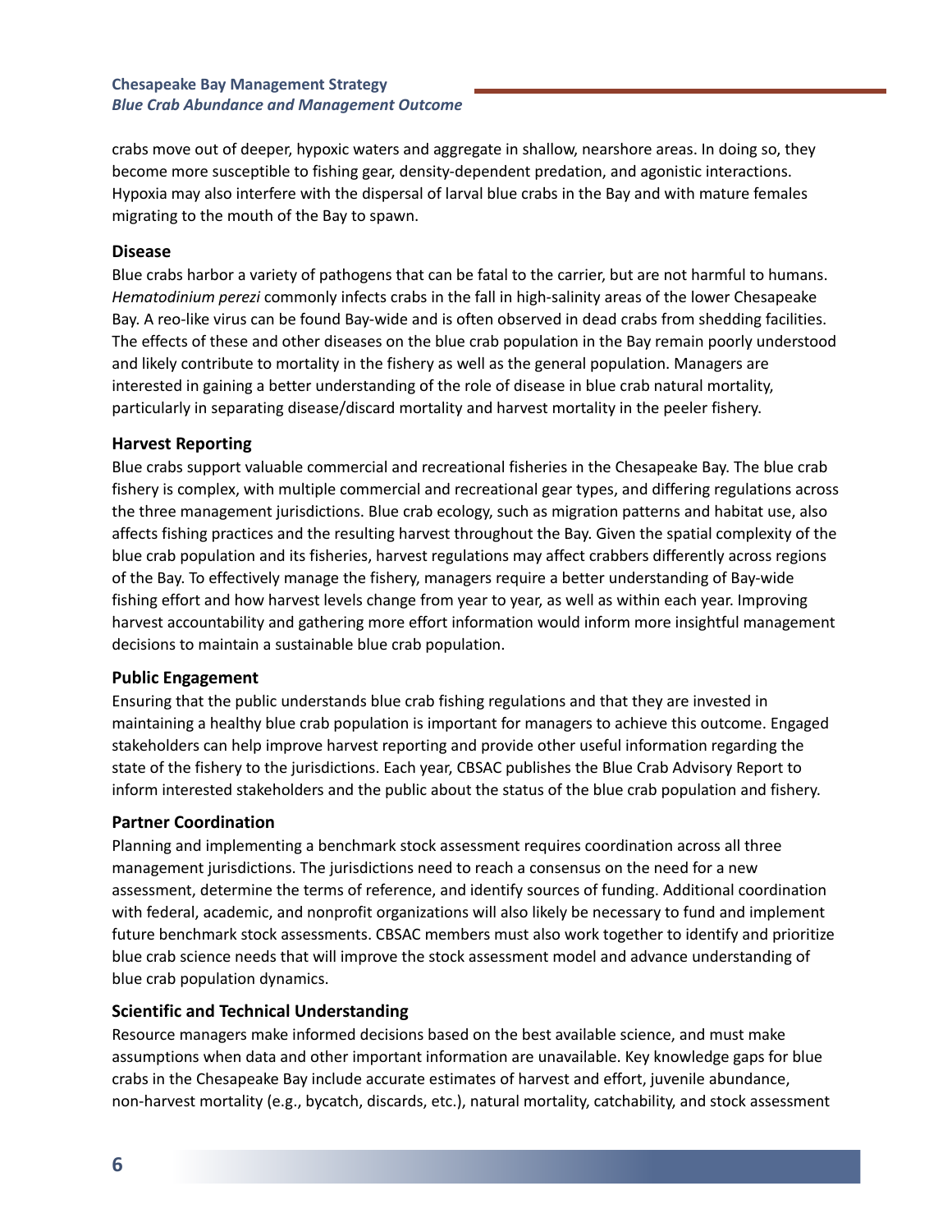crabs move out of deeper, hypoxic waters and aggregate in shallow, nearshore areas. In doing so, they become more susceptible to fishing gear, density-dependent predation, and agonistic interactions. Hypoxia may also interfere with the dispersal of larval blue crabs in the Bay and with mature females migrating to the mouth of the Bay to spawn.

### Disease

Blue crabs harbor a variety of pathogens that can be fatal to the carrier, but are not harmful to humans. *Hematodinium perezi* commonly infects crabs in the fall in high-salinity areas of the lower Chesapeake Bay. A reo-like virus can be found Bay-wide and is often observed in dead crabs from shedding facilities. The effects of these and other diseases on the blue crab population in the Bay remain poorly understood and likely contribute to mortality in the fishery as well as the general population. Managers are interested in gaining a better understanding of the role of disease in blue crab natural mortality, particularly in separating disease/discard mortality and harvest mortality in the peeler fishery.

### Harvest Reporting

Blue crabs support valuable commercial and recreational fisheries in the Chesapeake Bay. The blue crab fishery is complex, with multiple commercial and recreational gear types, and differing regulations across the three management jurisdictions. Blue crab ecology, such as migration patterns and habitat use, also affects fishing practices and the resulting harvest throughout the Bay. Given the spatial complexity of the blue crab population and its fisheries, harvest regulations may affect crabbers differently across regions of the Bay. To effectively manage the fishery, managers require a better understanding of Bay-wide fishing effort and how harvest levels change from year to year, as well as within each year. Improving harvest accountability and gathering more effort information would inform more insightful management decisions to maintain a sustainable blue crab population.

### Public Engagement

Ensuring that the public understands blue crab fishing regulations and that they are invested in maintaining a healthy blue crab population is important for managers to achieve this outcome. Engaged stakeholders can help improve harvest reporting and provide other useful information regarding the state of the fishery to the jurisdictions. Each year, CBSAC publishes the Blue Crab Advisory Report to inform interested stakeholders and the public about the status of the blue crab population and fishery.

### Partner Coordination

Planning and implementing a benchmark stock assessment requires coordination across all three management jurisdictions. The jurisdictions need to reach a consensus on the need for a new assessment, determine the terms of reference, and identify sources of funding. Additional coordination with federal, academic, and nonprofit organizations will also likely be necessary to fund and implement future benchmark stock assessments. CBSAC members must also work together to identify and prioritize blue crab science needs that will improve the stock assessment model and advance understanding of blue crab population dynamics.

### Scientific and Technical Understanding

Resource managers make informed decisions based on the best available science, and must make assumptions when data and other important information are unavailable. Key knowledge gaps for blue crabs in the Chesapeake Bay include accurate estimates of harvest and effort, juvenile abundance, non-harvest mortality (e.g., bycatch, discards, etc.), natural mortality, catchability, and stock assessment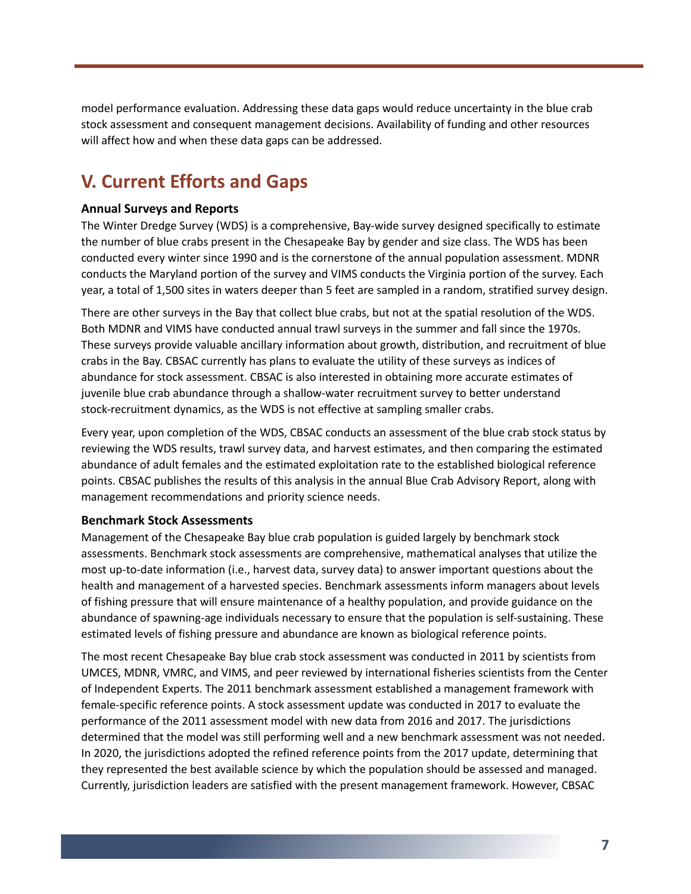model performance evaluation. Addressing these data gaps would reduce uncertainty in the blue crab stock assessment and consequent management decisions. Availability of funding and other resources will affect how and when these data gaps can be addressed.

## V. Current Efforts and Gaps

**Annual Surveys and Reports**

The Winter Dredge Survey (WDS) is a comprehensive, Bay-wide survey designed specifically to estimate the number of blue crabs present in the Chesapeake Bay by gender and size class. The WDS has been conducted every winter since 1990 and is the cornerstone of the annual population assessment. MDNR conducts the Maryland portion of the survey and VIMS conducts the Virginia portion of the survey. Each year, a total of 1,500 sites in waters deeper than 5 feet are sampled in a random, stratified survey design.

There are other surveys in the Bay that collect blue crabs, but not at the spatial resolution of the WDS. Both MDNR and VIMS have conducted annual trawl surveys in the summer and fall since the 1970s. These surveys provide valuable ancillary information about growth, distribution, and recruitment of blue crabs in the Bay. CBSAC currently has plans to evaluate the utility of these surveys as indices of abundance for stock assessment. CBSAC is also interested in obtaining more accurate estimates of juvenile blue crab abundance through a shallow-water recruitment survey to better understand stock-recruitment dynamics, as the WDS is not effective at sampling smaller crabs.

Every year, upon completion of the WDS, CBSAC conducts an assessment of the blue crab stock status by reviewing the WDS results, trawl survey data, and harvest estimates, and then comparing the estimated abundance of adult females and the estimated exploitation rate to the established biological reference points. CBSAC publishes the results of this analysis in the annual Blue Crab Advisory Report, along with management recommendations and priority science needs.

**Benchmark Stock Assessments**

Management of the Chesapeake Bay blue crab population is guided largely by benchmark stock assessments. Benchmark stock assessments are comprehensive, mathematical analyses that utilize the most up-to-date information (i.e., harvest data, survey data) to answer important questions about the health and management of a harvested species. Benchmark assessments inform managers about levels of fishing pressure that will ensure maintenance of a healthy population, and provide guidance on the abundance of spawning-age individuals necessary to ensure that the population is self-sustaining. These estimated levels of fishing pressure and abundance are known as biological reference points.

The most recent Chesapeake Bay blue crab stock assessment was conducted in 2011 by scientists from UMCES, MDNR, VMRC, and VIMS, and peer reviewed by international fisheries scientists from the Center of Independent Experts. The 2011 benchmark assessment established a management framework with female-specific reference points. A stock assessment update was conducted in 2017 to evaluate the performance of the 2011 assessment model with new data from 2016 and 2017. The jurisdictions determined that the model was still performing well and a new benchmark assessment was not needed. In 2020, the jurisdictions adopted the refined reference points from the 2017 update, determining that they represented the best available science by which the population should be assessed and managed. Currently, jurisdiction leaders are satisfied with the present management framework. However, CBSAC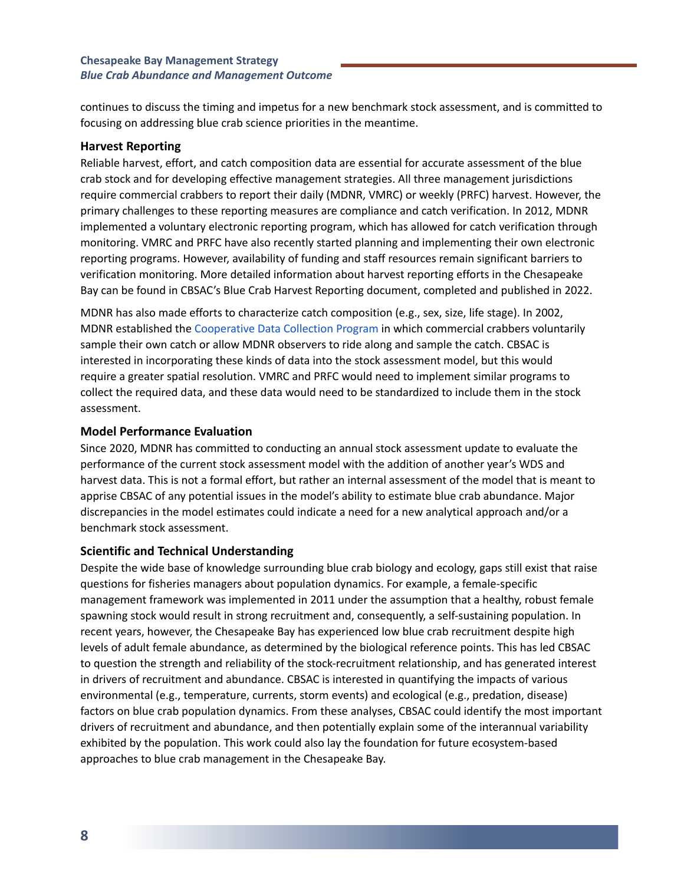continues to discuss the timing and impetus for a new benchmark stock assessment, and is committed to focusing on addressing blue crab science priorities in the meantime.

### Harvest Reporting

Reliable harvest, effort, and catch composition data are essential for accurate assessment of the blue crab stock and for developing effective management strategies. All three management jurisdictions require commercial crabbers to report their daily (MDNR, VMRC) or weekly (PRFC) harvest. However, the primary challenges to these reporting measures are compliance and catch verification. In 2012, MDNR implemented a voluntary electronic reporting program, which has allowed for catch verification through monitoring. VMRC and PRFC have also recently started planning and implementing their own electronic reporting programs. However, availability of funding and staff resources remain significant barriers to verification monitoring. More detailed information about harvest reporting efforts in the Chesapeake Bay can be found in CBSAC's Blue Crab Harvest Reporting document, completed and published in 2022.

MDNR has also made efforts to characterize catch composition (e.g., sex, size, life stage). In 2002, MDNR established the Cooperative Data Collection Program in which commercial crabbers voluntarily sample their own catch or allow MDNR observers to ride along and sample the catch. CBSAC is interested in incorporating these kinds of data into the stock assessment model, but this would require a greater spatial resolution. VMRC and PRFC would need to implement similar programs to collect the required data, and these data would need to be standardized to include them in the stock assessment.

### Model Performance Evaluation

Since 2020, MDNR has committed to conducting an annual stock assessment update to evaluate the performance of the current stock assessment model with the addition of another year's WDS and harvest data. This is not a formal effort, but rather an internal assessment of the model that is meant to apprise CBSAC of any potential issues in the model's ability to estimate blue crab abundance. Major discrepancies in the model estimates could indicate a need for a new analytical approach and/or a benchmark stock assessment.

### Scientific and Technical Understanding

Despite the wide base of knowledge surrounding blue crab biology and ecology, gaps still exist that raise questions for fisheries managers about population dynamics. For example, a female-specific management framework was implemented in 2011 under the assumption that a healthy, robust female spawning stock would result in strong recruitment and, consequently, a self-sustaining population. In recent years, however, the Chesapeake Bay has experienced low blue crab recruitment despite high levels of adult female abundance, as determined by the biological reference points. This has led CBSAC to question the strength and reliability of the stock-recruitment relationship, and has generated interest in drivers of recruitment and abundance. CBSAC is interested in quantifying the impacts of various environmental (e.g., temperature, currents, storm events) and ecological (e.g., predation, disease) factors on blue crab population dynamics. From these analyses, CBSAC could identify the most important drivers of recruitment and abundance, and then potentially explain some of the interannual variability exhibited by the population. This work could also lay the foundation for future ecosystem-based approaches to blue crab management in the Chesapeake Bay.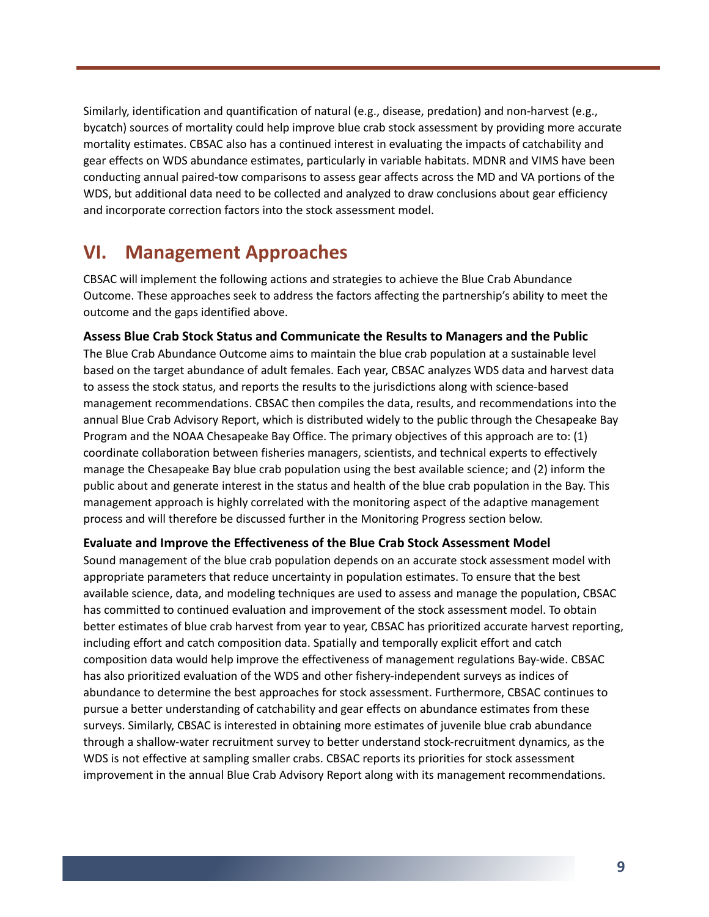Similarly, identification and quantification of natural (e.g., disease, predation) and non-harvest (e.g., bycatch) sources of mortality could help improve blue crab stock assessment by providing more accurate mortality estimates. CBSAC also has a continued interest in evaluating the impacts of catchability and gear effects on WDS abundance estimates, particularly in variable habitats. MDNR and VIMS have been conducting annual paired-tow comparisons to assess gear affects across the MD and VA portions of the WDS, but additional data need to be collected and analyzed to draw conclusions about gear efficiency and incorporate correction factors into the stock assessment model.

## VI. Management Approaches

CBSAC will implement the following actions and strategies to achieve the Blue Crab Abundance Outcome. These approaches seek to address the factors affecting the partnership's ability to meet the outcome and the gaps identified above.

**Assess Blue Crab Stock Status and Communicate the Results to Managers and the Public**

The Blue Crab Abundance Outcome aims to maintain the blue crab population at a sustainable level based on the target abundance of adult females. Each year, CBSAC analyzes WDS data and harvest data to assess the stock status, and reports the results to the jurisdictions along with science-based management recommendations. CBSAC then compiles the data, results, and recommendations into the annual Blue Crab Advisory Report, which is distributed widely to the public through the Chesapeake Bay Program and the NOAA Chesapeake Bay Office. The primary objectives of this approach are to: (1) coordinate collaboration between fisheries managers, scientists, and technical experts to effectively manage the Chesapeake Bay blue crab population using the best available science; and (2) inform the public about and generate interest in the status and health of the blue crab population in the Bay. This management approach is highly correlated with the monitoring aspect of the adaptive management process and will therefore be discussed further in the Monitoring Progress section below.

**Evaluate and Improve the Effectiveness of the Blue Crab Stock Assessment Model**

Sound management of the blue crab population depends on an accurate stock assessment model with appropriate parameters that reduce uncertainty in population estimates. To ensure that the best available science, data, and modeling techniques are used to assess and manage the population, CBSAC has committed to continued evaluation and improvement of the stock assessment model. To obtain better estimates of blue crab harvest from year to year, CBSAC has prioritized accurate harvest reporting, including effort and catch composition data. Spatially and temporally explicit effort and catch composition data would help improve the effectiveness of management regulations Bay-wide. CBSAC has also prioritized evaluation of the WDS and other fishery-independent surveys as indices of abundance to determine the best approaches for stock assessment. Furthermore, CBSAC continues to pursue a better understanding of catchability and gear effects on abundance estimates from these surveys. Similarly, CBSAC is interested in obtaining more estimates of juvenile blue crab abundance through a shallow-water recruitment survey to better understand stock-recruitment dynamics, as the WDS is not effective at sampling smaller crabs. CBSAC reports its priorities for stock assessment improvement in the annual Blue Crab Advisory Report along with its management recommendations.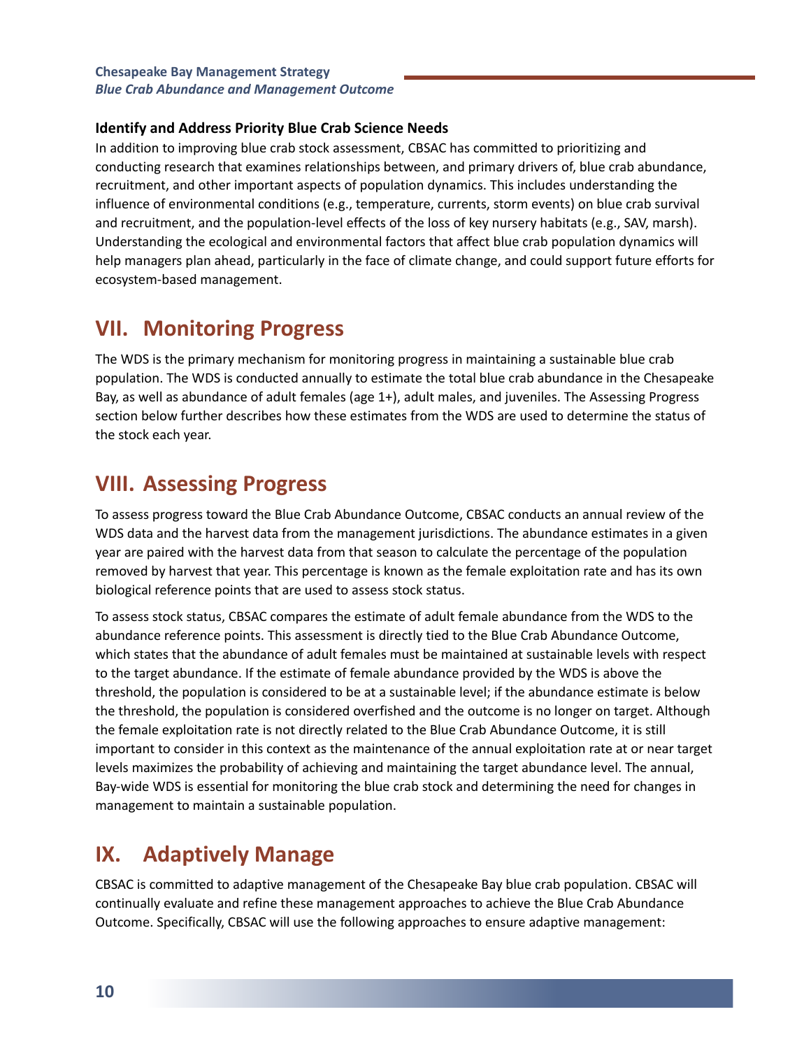### Identify and Address Priority Blue Crab Science Needs

In addition to improving blue crab stock assessment, CBSAC has committed to prioritizing and conducting research that examines relationships between, and primary drivers of, blue crab abundance, recruitment, and other important aspects of population dynamics. This includes understanding the influence of environmental conditions (e.g., temperature, currents, storm events) on blue crab survival and recruitment, and the population-level effects of the loss of key nursery habitats (e.g., SAV, marsh). Understanding the ecological and environmental factors that affect blue crab population dynamics will help managers plan ahead, particularly in the face of climate change, and could support future efforts for ecosystem-based management.

## VII. Monitoring Progress

The WDS is the primary mechanism for monitoring progress in maintaining a sustainable blue crab population. The WDS is conducted annually to estimate the total blue crab abundance in the Chesapeake Bay, as well as abundance of adult females (age 1+), adult males, and juveniles. The Assessing Progress section below further describes how these estimates from the WDS are used to determine the status of the stock each year.

## VIII. Assessing Progress

To assess progress toward the Blue Crab Abundance Outcome, CBSAC conducts an annual review of the WDS data and the harvest data from the management jurisdictions. The abundance estimates in a given year are paired with the harvest data from that season to calculate the percentage of the population removed by harvest that year. This percentage is known as the female exploitation rate and has its own biological reference points that are used to assess stock status.

To assess stock status, CBSAC compares the estimate of adult female abundance from the WDS to the abundance reference points. This assessment is directly tied to the Blue Crab Abundance Outcome, which states that the abundance of adult females must be maintained at sustainable levels with respect to the target abundance. If the estimate of female abundance provided by the WDS is above the threshold, the population is considered to be at a sustainable level; if the abundance estimate is below the threshold, the population is considered overfished and the outcome is no longer on target. Although the female exploitation rate is not directly related to the Blue Crab Abundance Outcome, it is still important to consider in this context as the maintenance of the annual exploitation rate at or near target levels maximizes the probability of achieving and maintaining the target abundance level. The annual, Bay-wide WDS is essential for monitoring the blue crab stock and determining the need for changes in management to maintain a sustainable population.

## IX. Adaptively Manage

CBSAC is committed to adaptive management of the Chesapeake Bay blue crab population. CBSAC will continually evaluate and refine these management approaches to achieve the Blue Crab Abundance Outcome. Specifically, CBSAC will use the following approaches to ensure adaptive management: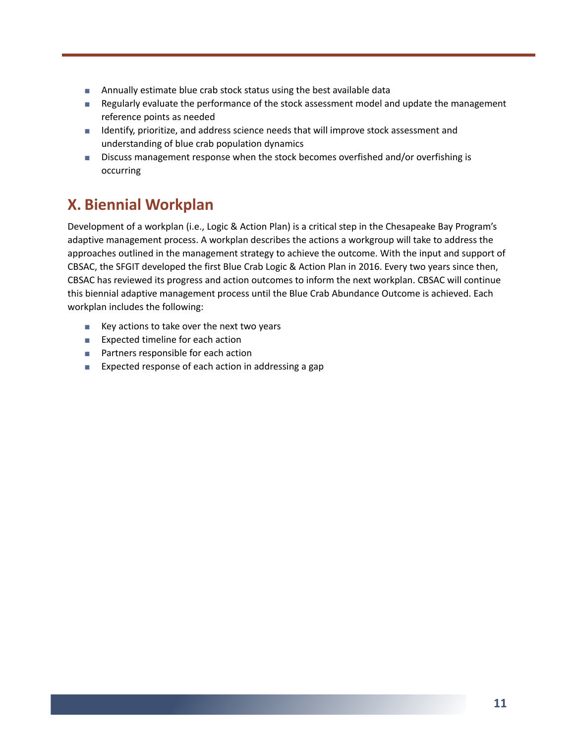- Annually estimate blue crab stock status using the best available data
- Regularly evaluate the performance of the stock assessment model and update the management reference points as needed
- Identify, prioritize, and address science needs that will improve stock assessment and understanding of blue crab population dynamics
- Discuss management response when the stock becomes overfished and/or overfishing is occurring

## X. Biennial Workplan

Development of a workplan (i.e., Logic & Action Plan) is a critical step in the Chesapeake Bay Program's adaptive management process. A workplan describes the actions a workgroup will take to address the approaches outlined in the management strategy to achieve the outcome. With the input and support of CBSAC, the SFGIT developed the first Blue Crab Logic & Action Plan in 2016. Every two years since then, CBSAC has reviewed its progress and action outcomes to inform the next workplan. CBSAC will continue this biennial adaptive management process until the Blue Crab Abundance Outcome is achieved. Each workplan includes the following:

- Key actions to take over the next two years
- Expected timeline for each action
- Partners responsible for each action
- Expected response of each action in addressing a gap